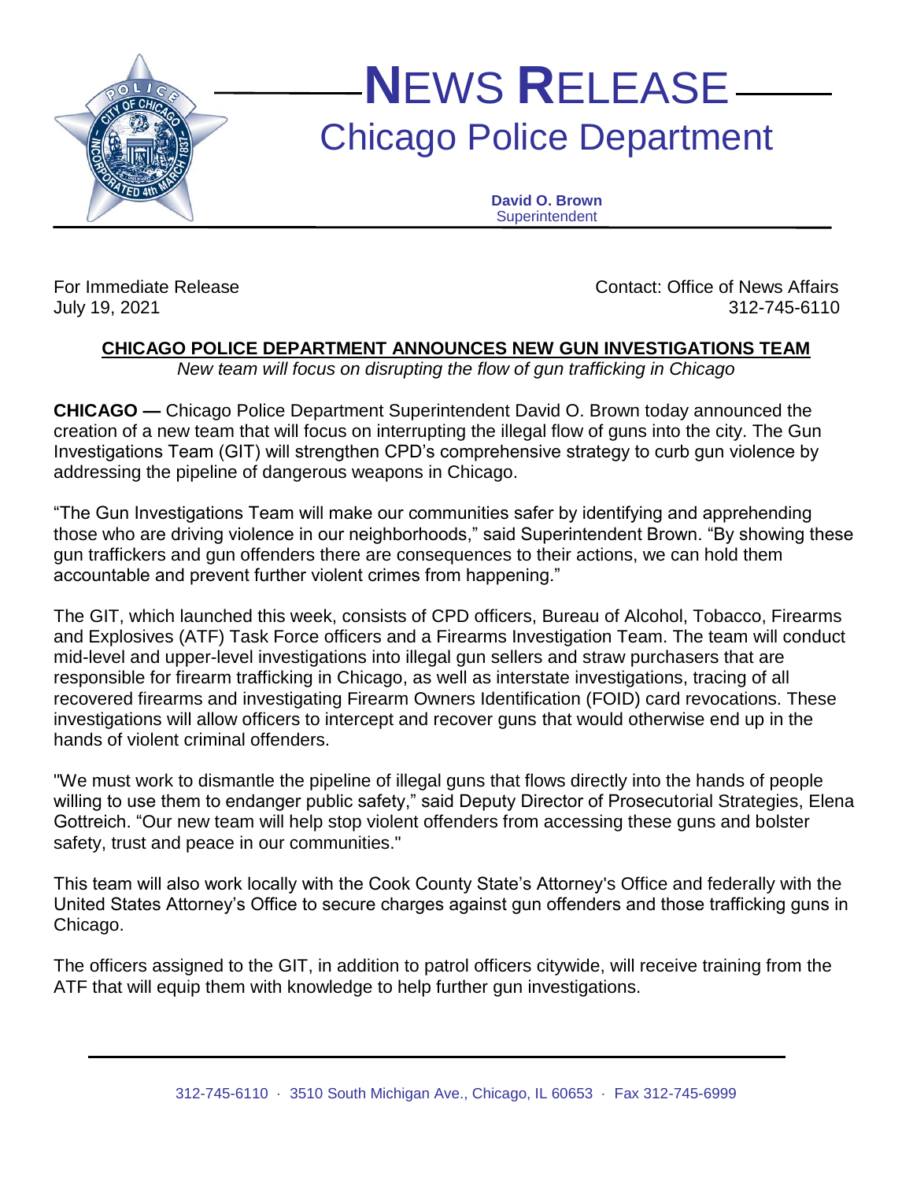# NEWS RELEASE

## Chicago Police Department

**David O. Brown**
Superintendent

For Immediate Release
July 19, 2021

Contact: Office of News Affairs
312-745-6110

## CHICAGO POLICE DEPARTMENT ANNOUNCES NEW GUN INVESTIGATIONS TEAM

*New team will focus on disrupting the flow of gun trafficking in Chicago*

**CHICAGO —** Chicago Police Department Superintendent David O. Brown today announced the creation of a new team that will focus on interrupting the illegal flow of guns into the city. The Gun Investigations Team (GIT) will strengthen CPD's comprehensive strategy to curb gun violence by addressing the pipeline of dangerous weapons in Chicago.

"The Gun Investigations Team will make our communities safer by identifying and apprehending those who are driving violence in our neighborhoods," said Superintendent Brown. "By showing these gun traffickers and gun offenders there are consequences to their actions, we can hold them accountable and prevent further violent crimes from happening."

The GIT, which launched this week, consists of CPD officers, Bureau of Alcohol, Tobacco, Firearms and Explosives (ATF) Task Force officers and a Firearms Investigation Team. The team will conduct mid-level and upper-level investigations into illegal gun sellers and straw purchasers that are responsible for firearm trafficking in Chicago, as well as interstate investigations, tracing of all recovered firearms and investigating Firearm Owners Identification (FOID) card revocations. These investigations will allow officers to intercept and recover guns that would otherwise end up in the hands of violent criminal offenders.

"We must work to dismantle the pipeline of illegal guns that flows directly into the hands of people willing to use them to endanger public safety," said Deputy Director of Prosecutorial Strategies, Elena Gottreich. "Our new team will help stop violent offenders from accessing these guns and bolster safety, trust and peace in our communities."

This team will also work locally with the Cook County State's Attorney's Office and federally with the United States Attorney's Office to secure charges against gun offenders and those trafficking guns in Chicago.

The officers assigned to the GIT, in addition to patrol officers citywide, will receive training from the ATF that will equip them with knowledge to help further gun investigations.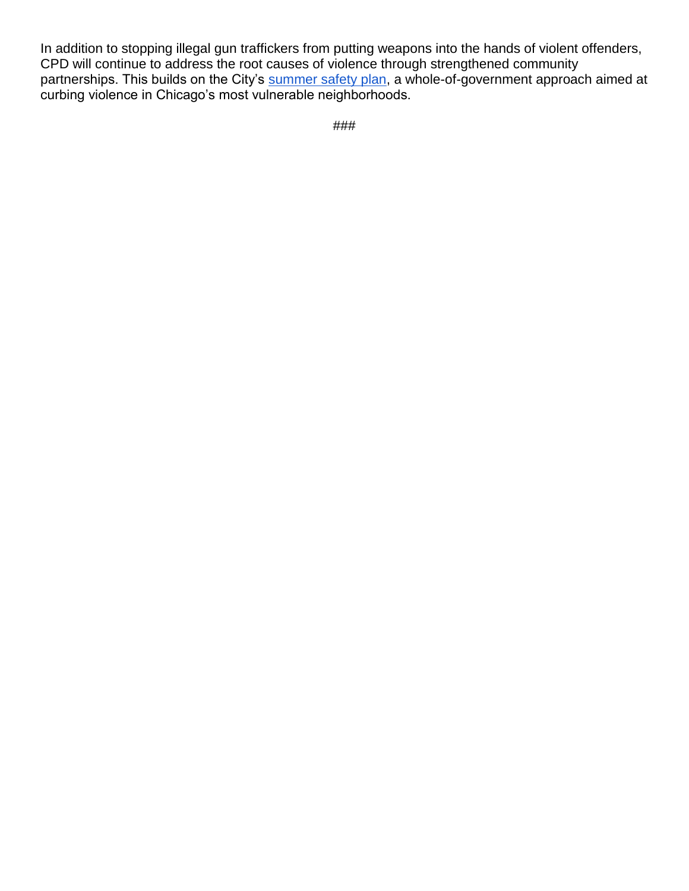In addition to stopping illegal gun traffickers from putting weapons into the hands of violent offenders, CPD will continue to address the root causes of violence through strengthened community partnerships. This builds on the City's summer safety plan, a whole-of-government approach aimed at curbing violence in Chicago's most vulnerable neighborhoods.

###